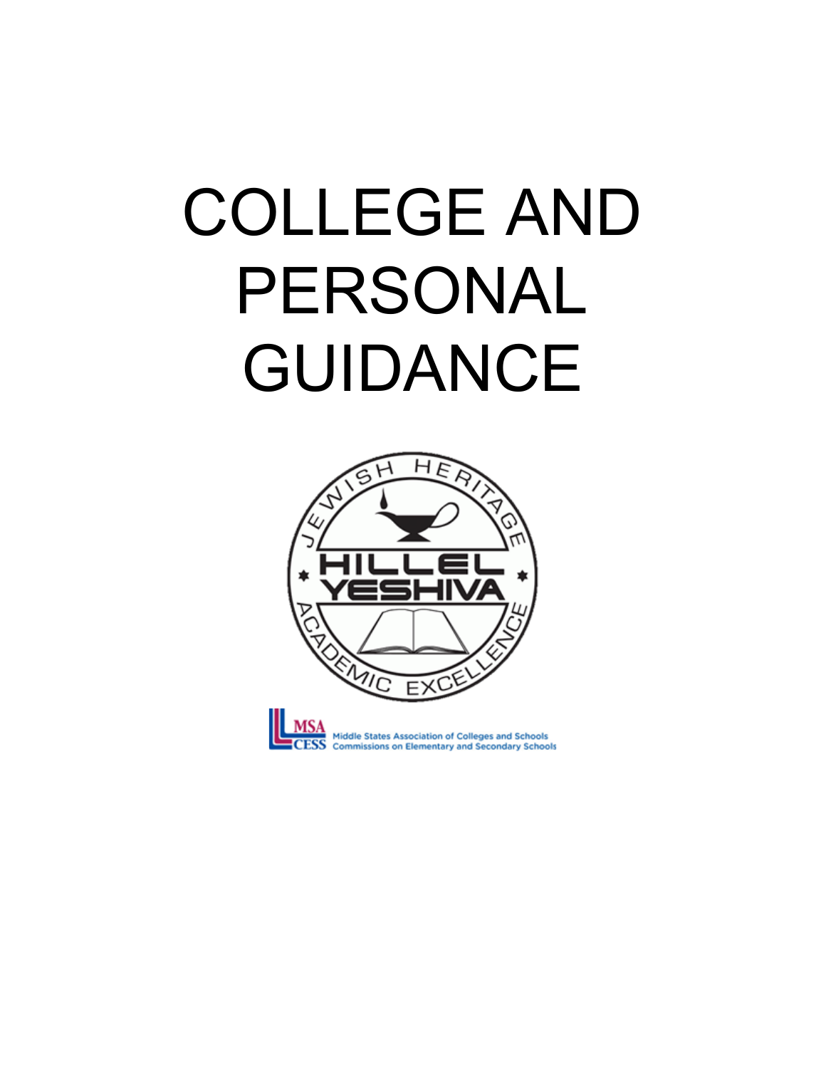# COLLEGE AND PERSONAL GUIDANCE

JEWISH HERITAGE

HILLEL YESHIVA

ACADEMIC EXCELLENCE

MSA CESS Middle States Association of Colleges and Schools Commissions on Elementary and Secondary Schools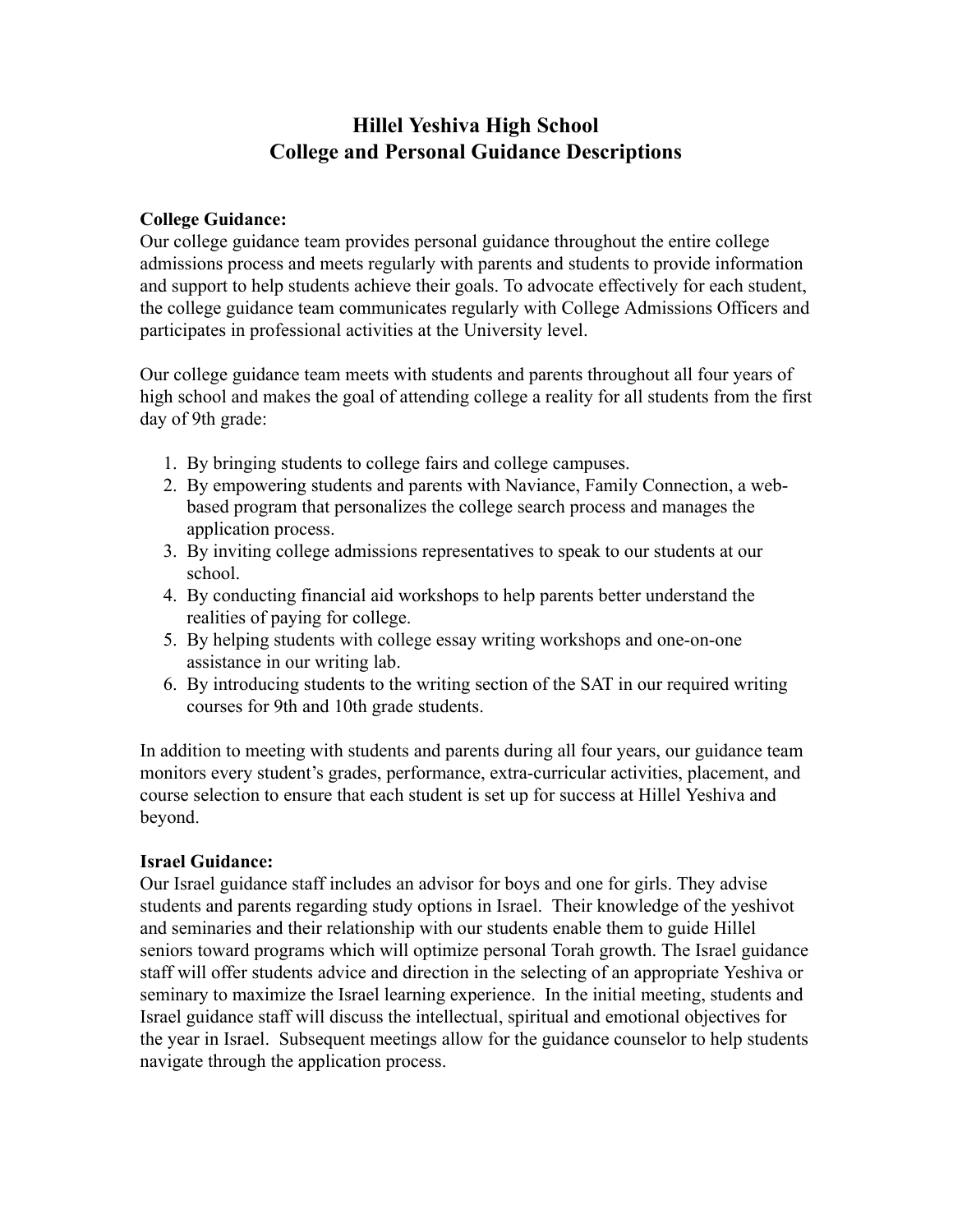# Hillel Yeshiva High School
# College and Personal Guidance Descriptions

**College Guidance:**
Our college guidance team provides personal guidance throughout the entire college admissions process and meets regularly with parents and students to provide information and support to help students achieve their goals. To advocate effectively for each student, the college guidance team communicates regularly with College Admissions Officers and participates in professional activities at the University level.

Our college guidance team meets with students and parents throughout all four years of high school and makes the goal of attending college a reality for all students from the first day of 9th grade:

1. By bringing students to college fairs and college campuses.
2. By empowering students and parents with Naviance, Family Connection, a web-based program that personalizes the college search process and manages the application process.
3. By inviting college admissions representatives to speak to our students at our school.
4. By conducting financial aid workshops to help parents better understand the realities of paying for college.
5. By helping students with college essay writing workshops and one-on-one assistance in our writing lab.
6. By introducing students to the writing section of the SAT in our required writing courses for 9th and 10th grade students.

In addition to meeting with students and parents during all four years, our guidance team monitors every student's grades, performance, extra-curricular activities, placement, and course selection to ensure that each student is set up for success at Hillel Yeshiva and beyond.

**Israel Guidance:**
Our Israel guidance staff includes an advisor for boys and one for girls. They advise students and parents regarding study options in Israel. Their knowledge of the yeshivot and seminaries and their relationship with our students enable them to guide Hillel seniors toward programs which will optimize personal Torah growth. The Israel guidance staff will offer students advice and direction in the selecting of an appropriate Yeshiva or seminary to maximize the Israel learning experience. In the initial meeting, students and Israel guidance staff will discuss the intellectual, spiritual and emotional objectives for the year in Israel. Subsequent meetings allow for the guidance counselor to help students navigate through the application process.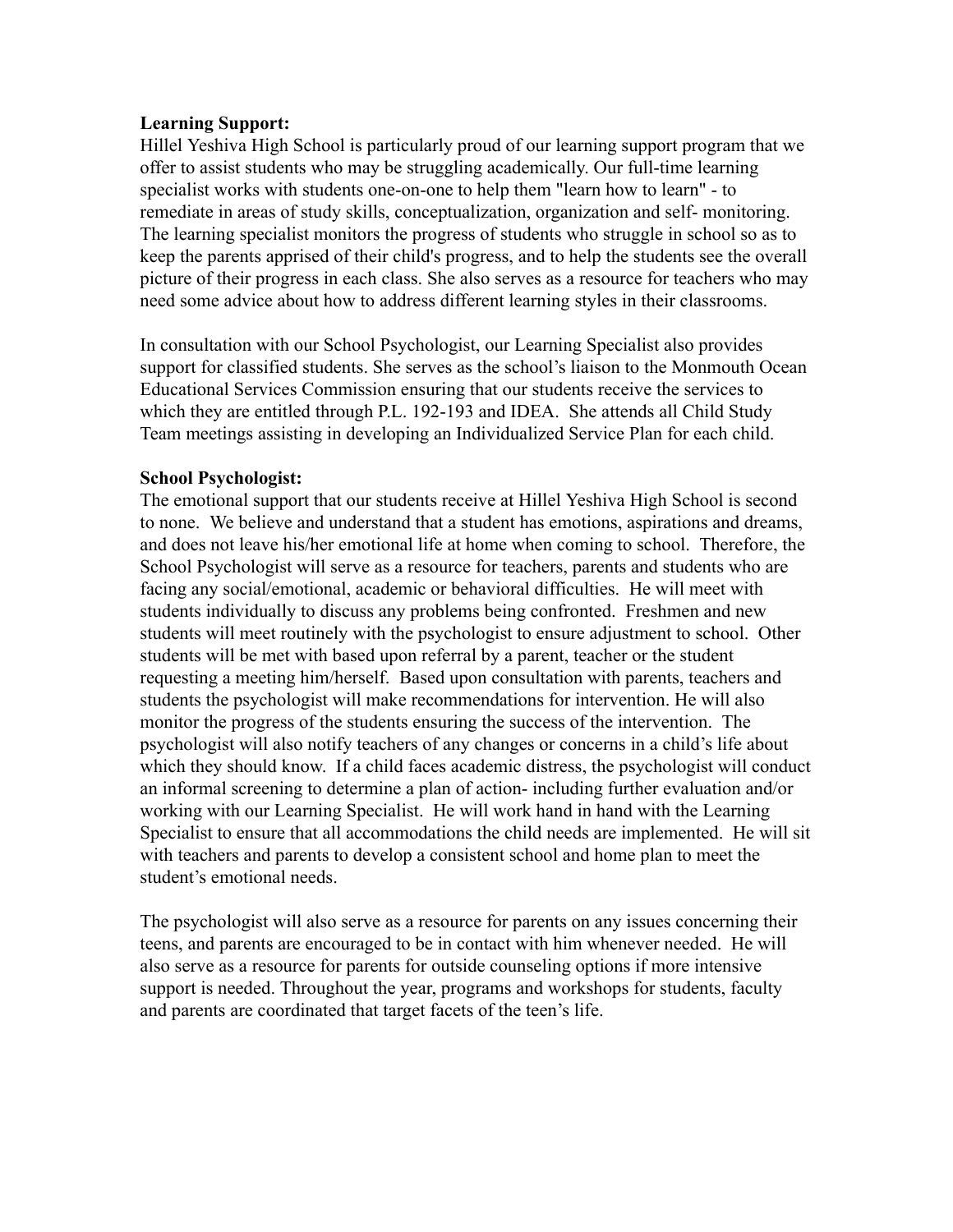**Learning Support:**

Hillel Yeshiva High School is particularly proud of our learning support program that we offer to assist students who may be struggling academically. Our full-time learning specialist works with students one-on-one to help them "learn how to learn" - to remediate in areas of study skills, conceptualization, organization and self- monitoring. The learning specialist monitors the progress of students who struggle in school so as to keep the parents apprised of their child's progress, and to help the students see the overall picture of their progress in each class. She also serves as a resource for teachers who may need some advice about how to address different learning styles in their classrooms.

In consultation with our School Psychologist, our Learning Specialist also provides support for classified students. She serves as the school's liaison to the Monmouth Ocean Educational Services Commission ensuring that our students receive the services to which they are entitled through P.L. 192-193 and IDEA. She attends all Child Study Team meetings assisting in developing an Individualized Service Plan for each child.

**School Psychologist:**

The emotional support that our students receive at Hillel Yeshiva High School is second to none. We believe and understand that a student has emotions, aspirations and dreams, and does not leave his/her emotional life at home when coming to school. Therefore, the School Psychologist will serve as a resource for teachers, parents and students who are facing any social/emotional, academic or behavioral difficulties. He will meet with students individually to discuss any problems being confronted. Freshmen and new students will meet routinely with the psychologist to ensure adjustment to school. Other students will be met with based upon referral by a parent, teacher or the student requesting a meeting him/herself. Based upon consultation with parents, teachers and students the psychologist will make recommendations for intervention. He will also monitor the progress of the students ensuring the success of the intervention. The psychologist will also notify teachers of any changes or concerns in a child's life about which they should know. If a child faces academic distress, the psychologist will conduct an informal screening to determine a plan of action- including further evaluation and/or working with our Learning Specialist. He will work hand in hand with the Learning Specialist to ensure that all accommodations the child needs are implemented. He will sit with teachers and parents to develop a consistent school and home plan to meet the student's emotional needs.

The psychologist will also serve as a resource for parents on any issues concerning their teens, and parents are encouraged to be in contact with him whenever needed. He will also serve as a resource for parents for outside counseling options if more intensive support is needed. Throughout the year, programs and workshops for students, faculty and parents are coordinated that target facets of the teen's life.